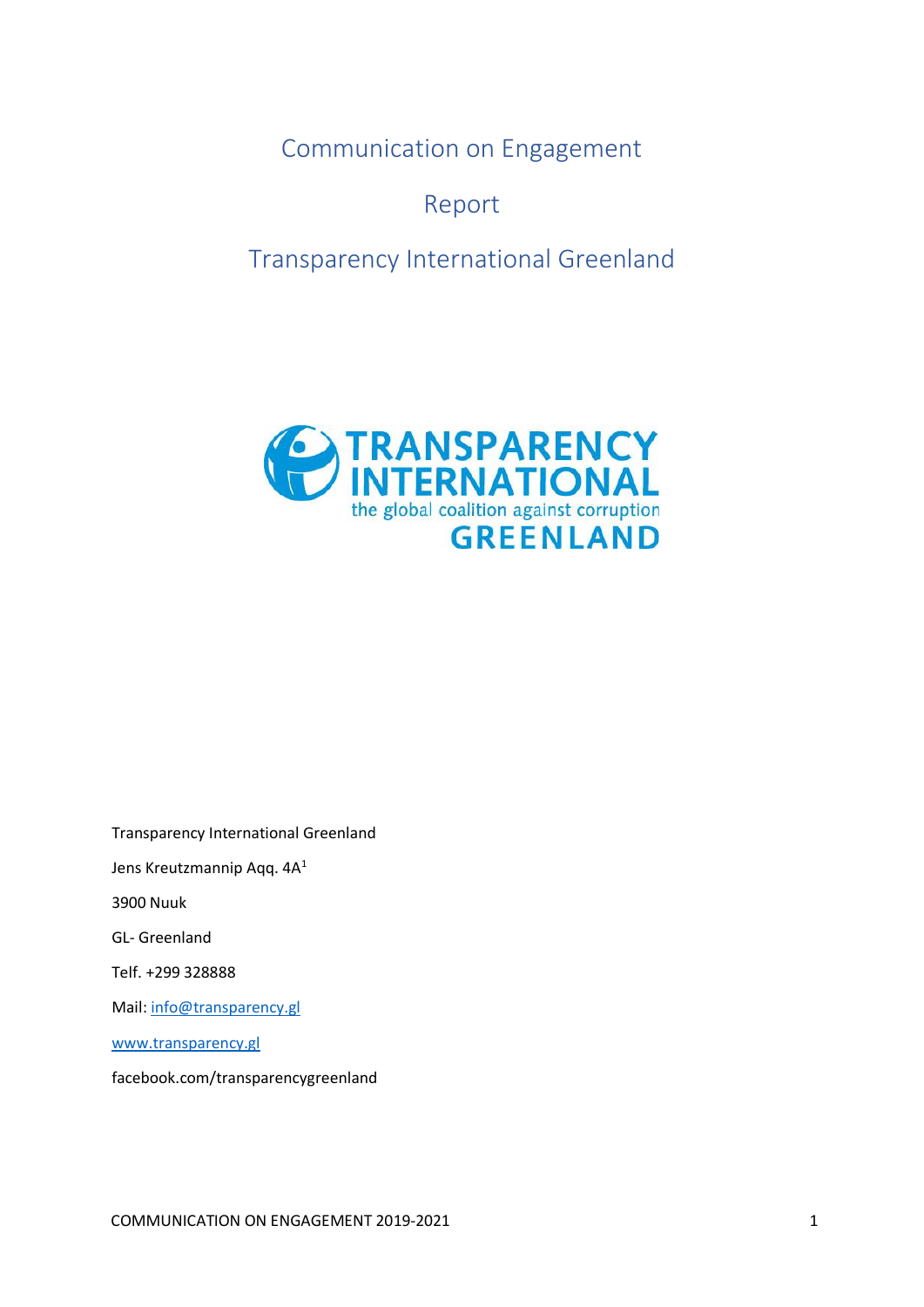# Communication on Engagement

# Report

# Transparency International Greenland

TRANSPARENCY INTERNATIONAL
the global coalition against corruption
GREENLAND

Transparency International Greenland

Jens Kreutzmannip Aqq. 4A[1]

3900 Nuuk

GL- Greenland

Telf. +299 328888

Mail: info@transparency.gl

www.transparency.gl

facebook.com/transparencygreenland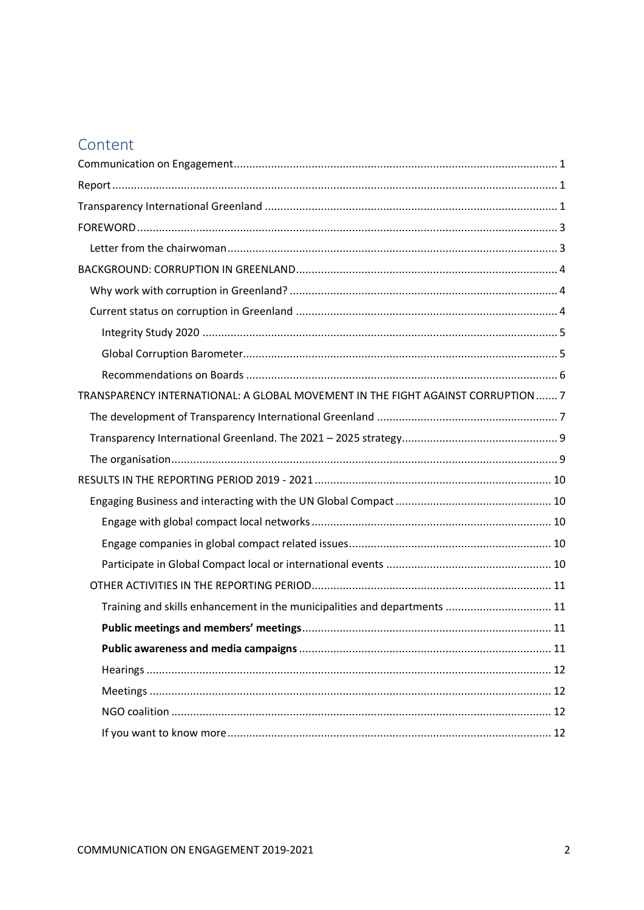# Content

Communication on Engagement .......... 1

Report .......... 1

Transparency International Greenland .......... 1

FOREWORD .......... 3

- Letter from the chairwoman .......... 3

BACKGROUND: CORRUPTION IN GREENLAND .......... 4

- Why work with corruption in Greenland? .......... 4
- Current status on corruption in Greenland .......... 4
  - Integrity Study 2020 .......... 5
  - Global Corruption Barometer .......... 5
  - Recommendations on Boards .......... 6

TRANSPARENCY INTERNATIONAL: A GLOBAL MOVEMENT IN THE FIGHT AGAINST CORRUPTION .......... 7

- The development of Transparency International Greenland .......... 7
- Transparency International Greenland. The 2021 – 2025 strategy .......... 9
- The organisation .......... 9

RESULTS IN THE REPORTING PERIOD 2019 - 2021 .......... 10

- Engaging Business and interacting with the UN Global Compact .......... 10
  - Engage with global compact local networks .......... 10
  - Engage companies in global compact related issues .......... 10
  - Participate in Global Compact local or international events .......... 10
- OTHER ACTIVITIES IN THE REPORTING PERIOD .......... 11
  - Training and skills enhancement in the municipalities and departments .......... 11
  - **Public meetings and members' meetings** .......... 11
  - **Public awareness and media campaigns** .......... 11
  - Hearings .......... 12
  - Meetings .......... 12
  - NGO coalition .......... 12
  - If you want to know more .......... 12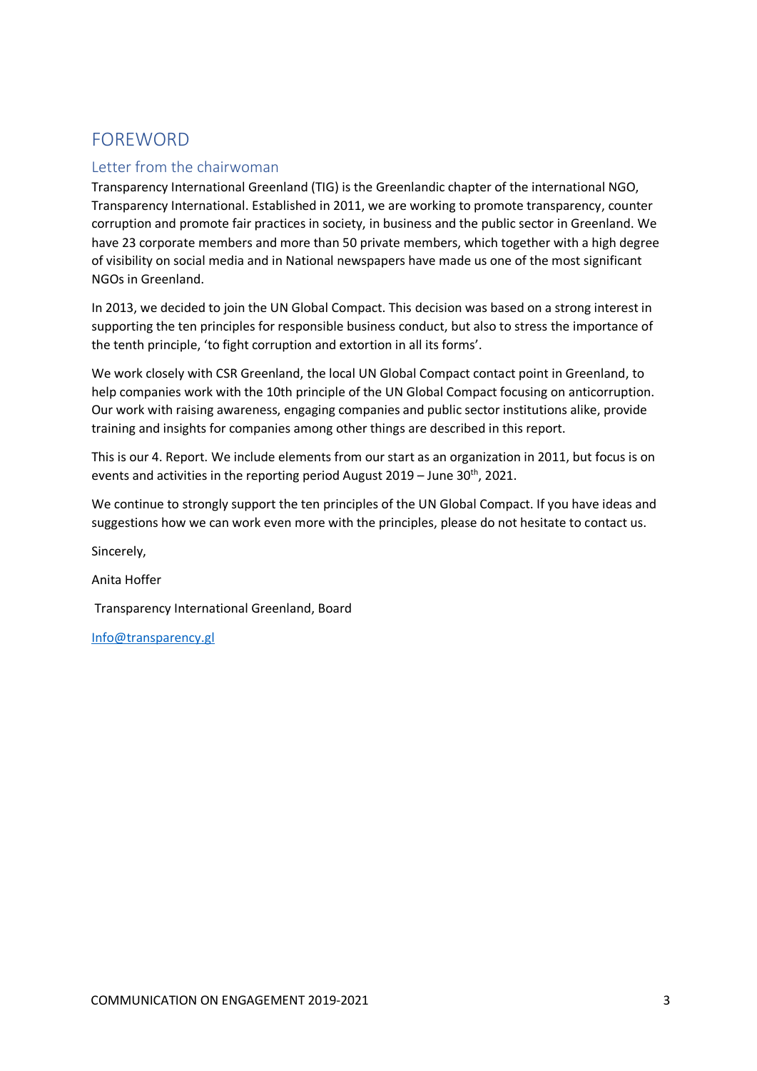# FOREWORD

## Letter from the chairwoman

Transparency International Greenland (TIG) is the Greenlandic chapter of the international NGO, Transparency International. Established in 2011, we are working to promote transparency, counter corruption and promote fair practices in society, in business and the public sector in Greenland. We have 23 corporate members and more than 50 private members, which together with a high degree of visibility on social media and in National newspapers have made us one of the most significant NGOs in Greenland.

In 2013, we decided to join the UN Global Compact. This decision was based on a strong interest in supporting the ten principles for responsible business conduct, but also to stress the importance of the tenth principle, 'to fight corruption and extortion in all its forms'.

We work closely with CSR Greenland, the local UN Global Compact contact point in Greenland, to help companies work with the 10th principle of the UN Global Compact focusing on anticorruption. Our work with raising awareness, engaging companies and public sector institutions alike, provide training and insights for companies among other things are described in this report.

This is our 4. Report. We include elements from our start as an organization in 2011, but focus is on events and activities in the reporting period August 2019 – June 30th, 2021.

We continue to strongly support the ten principles of the UN Global Compact. If you have ideas and suggestions how we can work even more with the principles, please do not hesitate to contact us.

Sincerely,

Anita Hoffer

Transparency International Greenland, Board

Info@transparency.gl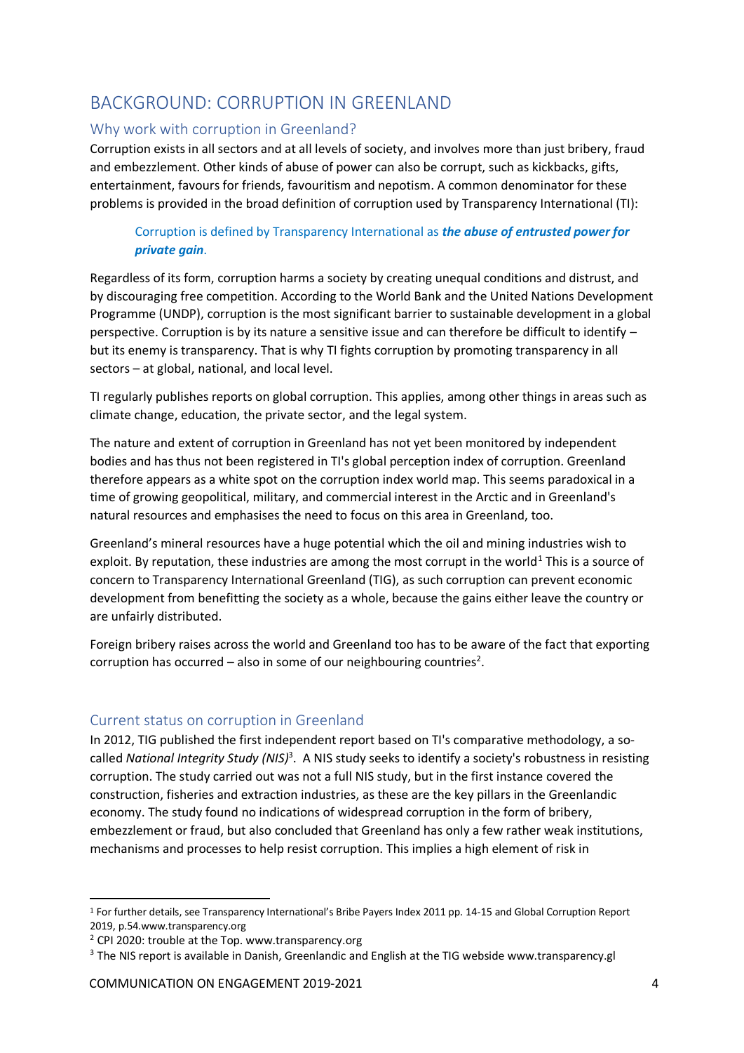# BACKGROUND: CORRUPTION IN GREENLAND

## Why work with corruption in Greenland?

Corruption exists in all sectors and at all levels of society, and involves more than just bribery, fraud and embezzlement. Other kinds of abuse of power can also be corrupt, such as kickbacks, gifts, entertainment, favours for friends, favouritism and nepotism. A common denominator for these problems is provided in the broad definition of corruption used by Transparency International (TI):

> Corruption is defined by Transparency International as ***the abuse of entrusted power for private gain***.

Regardless of its form, corruption harms a society by creating unequal conditions and distrust, and by discouraging free competition. According to the World Bank and the United Nations Development Programme (UNDP), corruption is the most significant barrier to sustainable development in a global perspective. Corruption is by its nature a sensitive issue and can therefore be difficult to identify – but its enemy is transparency. That is why TI fights corruption by promoting transparency in all sectors – at global, national, and local level.

TI regularly publishes reports on global corruption. This applies, among other things in areas such as climate change, education, the private sector, and the legal system.

The nature and extent of corruption in Greenland has not yet been monitored by independent bodies and has thus not been registered in TI's global perception index of corruption. Greenland therefore appears as a white spot on the corruption index world map. This seems paradoxical in a time of growing geopolitical, military, and commercial interest in the Arctic and in Greenland's natural resources and emphasises the need to focus on this area in Greenland, too.

Greenland's mineral resources have a huge potential which the oil and mining industries wish to exploit. By reputation, these industries are among the most corrupt in the world[1] This is a source of concern to Transparency International Greenland (TIG), as such corruption can prevent economic development from benefitting the society as a whole, because the gains either leave the country or are unfairly distributed.

Foreign bribery raises across the world and Greenland too has to be aware of the fact that exporting corruption has occurred – also in some of our neighbouring countries[2].

## Current status on corruption in Greenland

In 2012, TIG published the first independent report based on TI's comparative methodology, a so-called *National Integrity Study (NIS)*[3]. A NIS study seeks to identify a society's robustness in resisting corruption. The study carried out was not a full NIS study, but in the first instance covered the construction, fisheries and extraction industries, as these are the key pillars in the Greenlandic economy. The study found no indications of widespread corruption in the form of bribery, embezzlement or fraud, but also concluded that Greenland has only a few rather weak institutions, mechanisms and processes to help resist corruption. This implies a high element of risk in

---

[1] For further details, see Transparency International's Bribe Payers Index 2011 pp. 14-15 and Global Corruption Report 2019, p.54.www.transparency.org

[2] CPI 2020: trouble at the Top. www.transparency.org

[3] The NIS report is available in Danish, Greenlandic and English at the TIG webside www.transparency.gl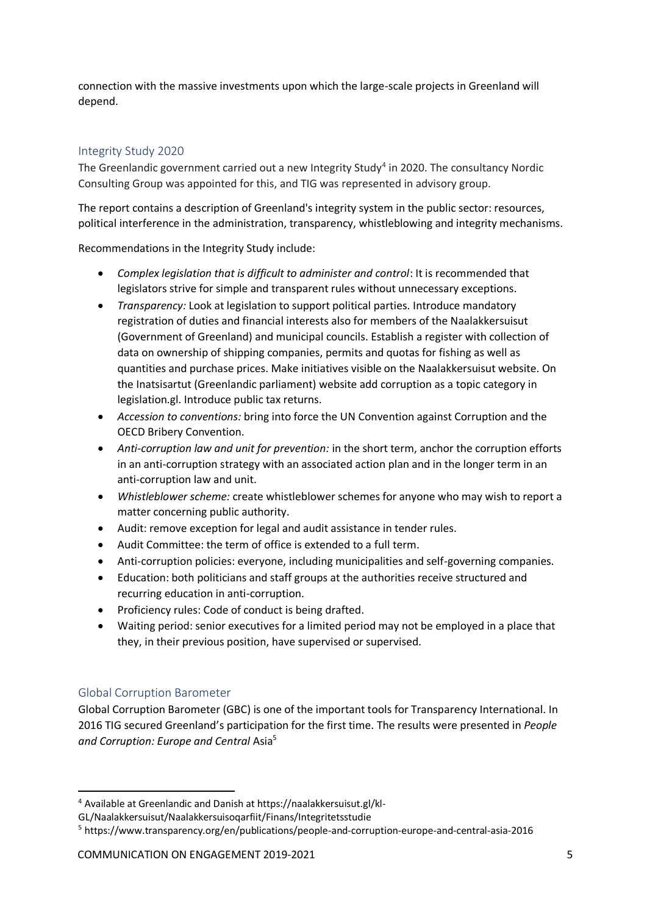connection with the massive investments upon which the large-scale projects in Greenland will depend.

## Integrity Study 2020

The Greenlandic government carried out a new Integrity Study[4] in 2020. The consultancy Nordic Consulting Group was appointed for this, and TIG was represented in advisory group.

The report contains a description of Greenland's integrity system in the public sector: resources, political interference in the administration, transparency, whistleblowing and integrity mechanisms.

Recommendations in the Integrity Study include:

- *Complex legislation that is difficult to administer and control*: It is recommended that legislators strive for simple and transparent rules without unnecessary exceptions.
- *Transparency:* Look at legislation to support political parties. Introduce mandatory registration of duties and financial interests also for members of the Naalakkersuisut (Government of Greenland) and municipal councils. Establish a register with collection of data on ownership of shipping companies, permits and quotas for fishing as well as quantities and purchase prices. Make initiatives visible on the Naalakkersuisut website. On the Inatsisartut (Greenlandic parliament) website add corruption as a topic category in legislation.gl. Introduce public tax returns.
- *Accession to conventions:* bring into force the UN Convention against Corruption and the OECD Bribery Convention.
- *Anti-corruption law and unit for prevention:* in the short term, anchor the corruption efforts in an anti-corruption strategy with an associated action plan and in the longer term in an anti-corruption law and unit.
- *Whistleblower scheme:* create whistleblower schemes for anyone who may wish to report a matter concerning public authority.
- Audit: remove exception for legal and audit assistance in tender rules.
- Audit Committee: the term of office is extended to a full term.
- Anti-corruption policies: everyone, including municipalities and self-governing companies.
- Education: both politicians and staff groups at the authorities receive structured and recurring education in anti-corruption.
- Proficiency rules: Code of conduct is being drafted.
- Waiting period: senior executives for a limited period may not be employed in a place that they, in their previous position, have supervised or supervised.

## Global Corruption Barometer

Global Corruption Barometer (GBC) is one of the important tools for Transparency International. In 2016 TIG secured Greenland's participation for the first time. The results were presented in *People and Corruption: Europe and Central* Asia[5]

---

[4] Available at Greenlandic and Danish at https://naalakkersuisut.gl/kl-GL/Naalakkersuisut/Naalakkersuisoqarfiit/Finans/Integritetsstudie

[5] https://www.transparency.org/en/publications/people-and-corruption-europe-and-central-asia-2016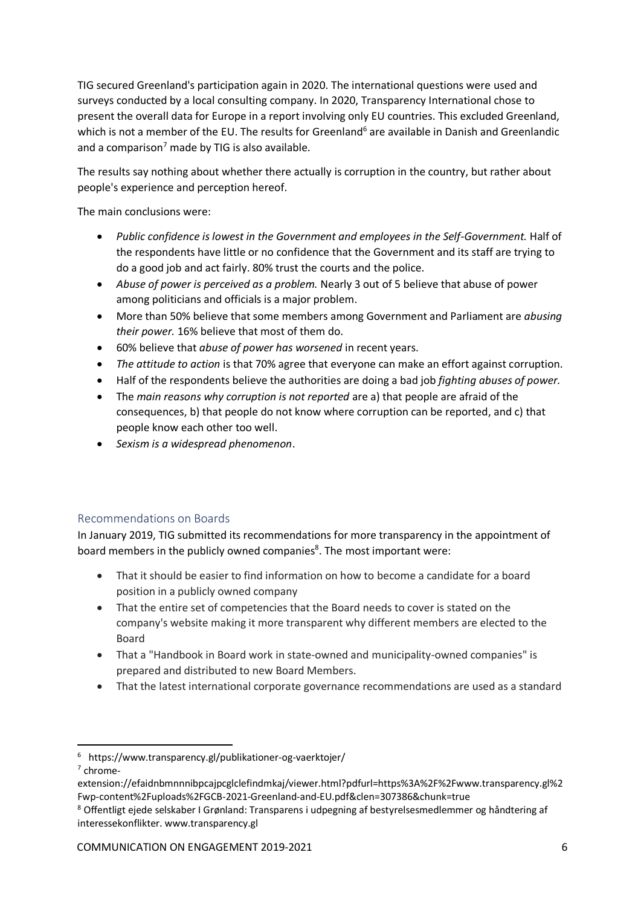TIG secured Greenland's participation again in 2020. The international questions were used and surveys conducted by a local consulting company. In 2020, Transparency International chose to present the overall data for Europe in a report involving only EU countries. This excluded Greenland, which is not a member of the EU. The results for Greenland[6] are available in Danish and Greenlandic and a comparison[7] made by TIG is also available.

The results say nothing about whether there actually is corruption in the country, but rather about people's experience and perception hereof.

The main conclusions were:

- *Public confidence is lowest in the Government and employees in the Self-Government.* Half of the respondents have little or no confidence that the Government and its staff are trying to do a good job and act fairly. 80% trust the courts and the police.
- *Abuse of power is perceived as a problem.* Nearly 3 out of 5 believe that abuse of power among politicians and officials is a major problem.
- More than 50% believe that some members among Government and Parliament are *abusing their power.* 16% believe that most of them do.
- 60% believe that *abuse of power has worsened* in recent years.
- *The attitude to action* is that 70% agree that everyone can make an effort against corruption.
- Half of the respondents believe the authorities are doing a bad job *fighting abuses of power.*
- The *main reasons why corruption is not reported* are a) that people are afraid of the consequences, b) that people do not know where corruption can be reported, and c) that people know each other too well.
- *Sexism is a widespread phenomenon*.

## Recommendations on Boards

In January 2019, TIG submitted its recommendations for more transparency in the appointment of board members in the publicly owned companies[8]. The most important were:

- That it should be easier to find information on how to become a candidate for a board position in a publicly owned company
- That the entire set of competencies that the Board needs to cover is stated on the company's website making it more transparent why different members are elected to the Board
- That a "Handbook in Board work in state-owned and municipality-owned companies" is prepared and distributed to new Board Members.
- That the latest international corporate governance recommendations are used as a standard

---

[6] https://www.transparency.gl/publikationer-og-vaerktojer/

[7] chrome-extension://efaidnbmnnnibpcajpcglclefindmkaj/viewer.html?pdfurl=https%3A%2F%2Fwww.transparency.gl%2Fwp-content%2Fuploads%2FGCB-2021-Greenland-and-EU.pdf&clen=307386&chunk=true

[8] Offentligt ejede selskaber I Grønland: Transparens i udpegning af bestyrelsesmedlemmer og håndtering af interessekonflikter. www.transparency.gl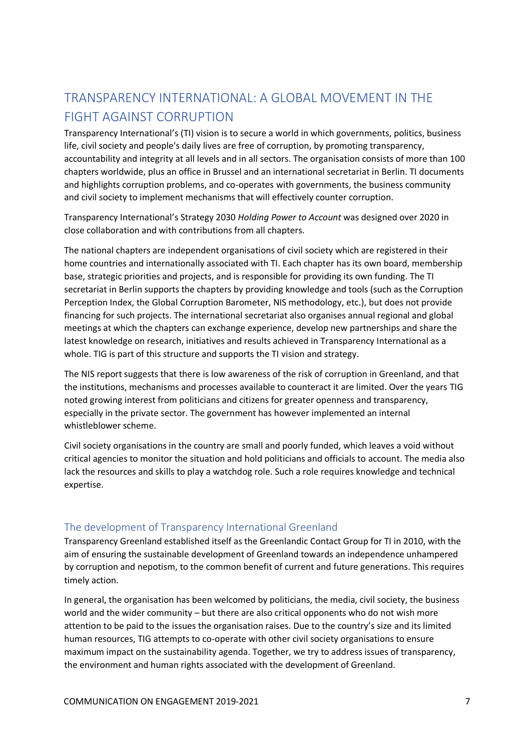## TRANSPARENCY INTERNATIONAL: A GLOBAL MOVEMENT IN THE FIGHT AGAINST CORRUPTION

Transparency International's (TI) vision is to secure a world in which governments, politics, business life, civil society and people's daily lives are free of corruption, by promoting transparency, accountability and integrity at all levels and in all sectors. The organisation consists of more than 100 chapters worldwide, plus an office in Brussel and an international secretariat in Berlin. TI documents and highlights corruption problems, and co-operates with governments, the business community and civil society to implement mechanisms that will effectively counter corruption.

Transparency International's Strategy 2030 *Holding Power to Account* was designed over 2020 in close collaboration and with contributions from all chapters.

The national chapters are independent organisations of civil society which are registered in their home countries and internationally associated with TI. Each chapter has its own board, membership base, strategic priorities and projects, and is responsible for providing its own funding. The TI secretariat in Berlin supports the chapters by providing knowledge and tools (such as the Corruption Perception Index, the Global Corruption Barometer, NIS methodology, etc.), but does not provide financing for such projects. The international secretariat also organises annual regional and global meetings at which the chapters can exchange experience, develop new partnerships and share the latest knowledge on research, initiatives and results achieved in Transparency International as a whole. TIG is part of this structure and supports the TI vision and strategy.

The NIS report suggests that there is low awareness of the risk of corruption in Greenland, and that the institutions, mechanisms and processes available to counteract it are limited. Over the years TIG noted growing interest from politicians and citizens for greater openness and transparency, especially in the private sector. The government has however implemented an internal whistleblower scheme.

Civil society organisations in the country are small and poorly funded, which leaves a void without critical agencies to monitor the situation and hold politicians and officials to account. The media also lack the resources and skills to play a watchdog role. Such a role requires knowledge and technical expertise.

### The development of Transparency International Greenland

Transparency Greenland established itself as the Greenlandic Contact Group for TI in 2010, with the aim of ensuring the sustainable development of Greenland towards an independence unhampered by corruption and nepotism, to the common benefit of current and future generations. This requires timely action.

In general, the organisation has been welcomed by politicians, the media, civil society, the business world and the wider community – but there are also critical opponents who do not wish more attention to be paid to the issues the organisation raises. Due to the country's size and its limited human resources, TIG attempts to co-operate with other civil society organisations to ensure maximum impact on the sustainability agenda. Together, we try to address issues of transparency, the environment and human rights associated with the development of Greenland.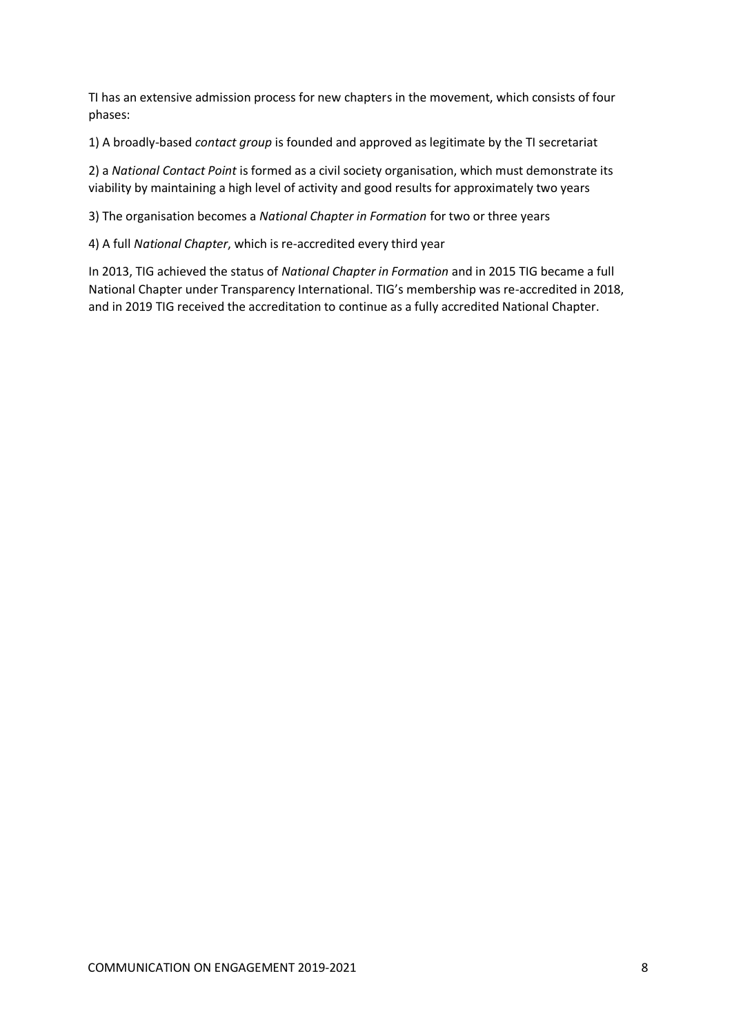TI has an extensive admission process for new chapters in the movement, which consists of four phases:

1) A broadly-based *contact group* is founded and approved as legitimate by the TI secretariat

2) a *National Contact Point* is formed as a civil society organisation, which must demonstrate its viability by maintaining a high level of activity and good results for approximately two years

3) The organisation becomes a *National Chapter in Formation* for two or three years

4) A full *National Chapter*, which is re-accredited every third year

In 2013, TIG achieved the status of *National Chapter in Formation* and in 2015 TIG became a full National Chapter under Transparency International. TIG's membership was re-accredited in 2018, and in 2019 TIG received the accreditation to continue as a fully accredited National Chapter.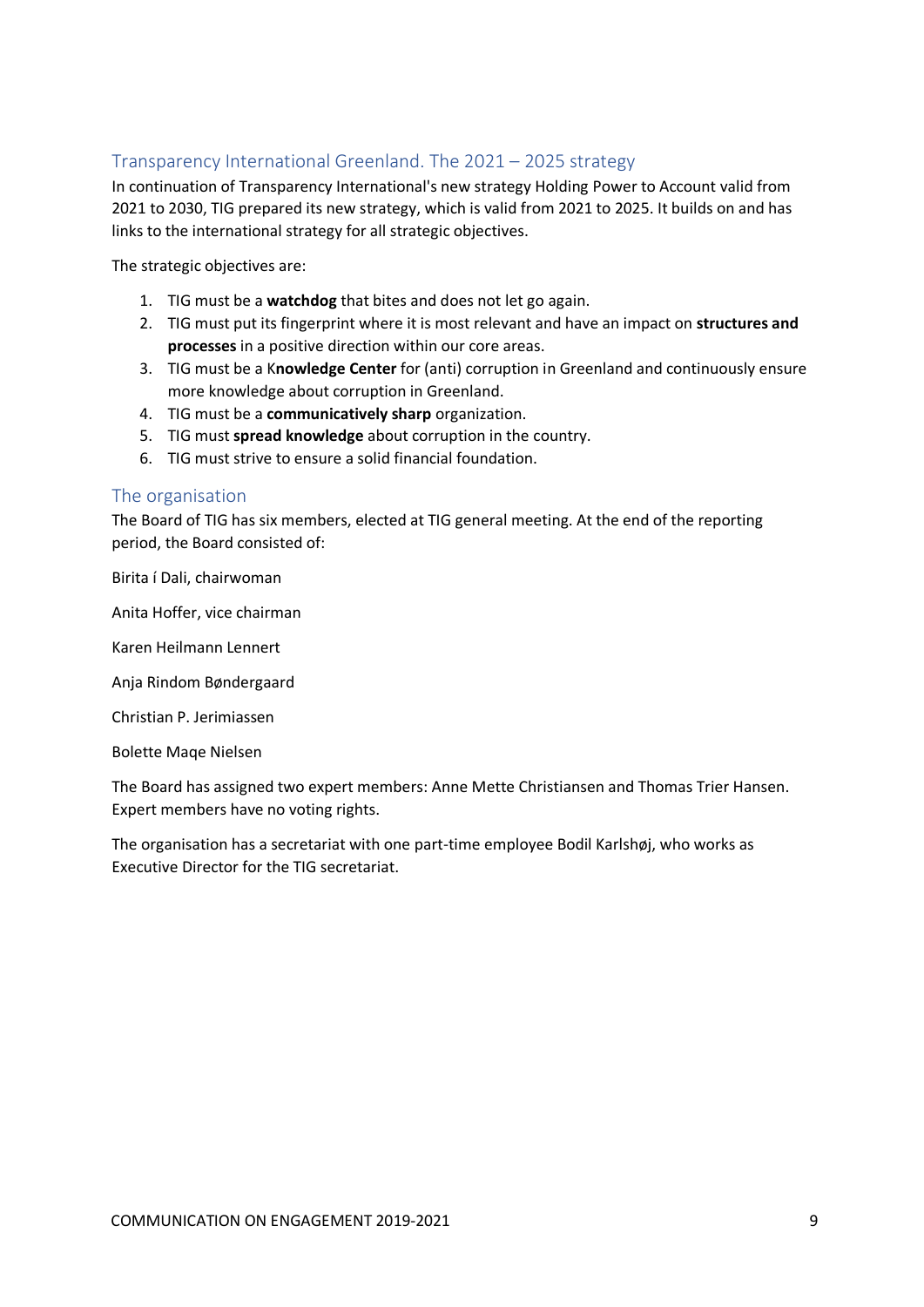## Transparency International Greenland. The 2021 – 2025 strategy

In continuation of Transparency International's new strategy Holding Power to Account valid from 2021 to 2030, TIG prepared its new strategy, which is valid from 2021 to 2025. It builds on and has links to the international strategy for all strategic objectives.

The strategic objectives are:

1. TIG must be a **watchdog** that bites and does not let go again.
2. TIG must put its fingerprint where it is most relevant and have an impact on **structures and processes** in a positive direction within our core areas.
3. TIG must be a K**nowledge Center** for (anti) corruption in Greenland and continuously ensure more knowledge about corruption in Greenland.
4. TIG must be a **communicatively sharp** organization.
5. TIG must **spread knowledge** about corruption in the country.
6. TIG must strive to ensure a solid financial foundation.

## The organisation

The Board of TIG has six members, elected at TIG general meeting. At the end of the reporting period, the Board consisted of:

Birita í Dali, chairwoman

Anita Hoffer, vice chairman

Karen Heilmann Lennert

Anja Rindom Bøndergaard

Christian P. Jerimiassen

Bolette Maqe Nielsen

The Board has assigned two expert members: Anne Mette Christiansen and Thomas Trier Hansen. Expert members have no voting rights.

The organisation has a secretariat with one part-time employee Bodil Karlshøj, who works as Executive Director for the TIG secretariat.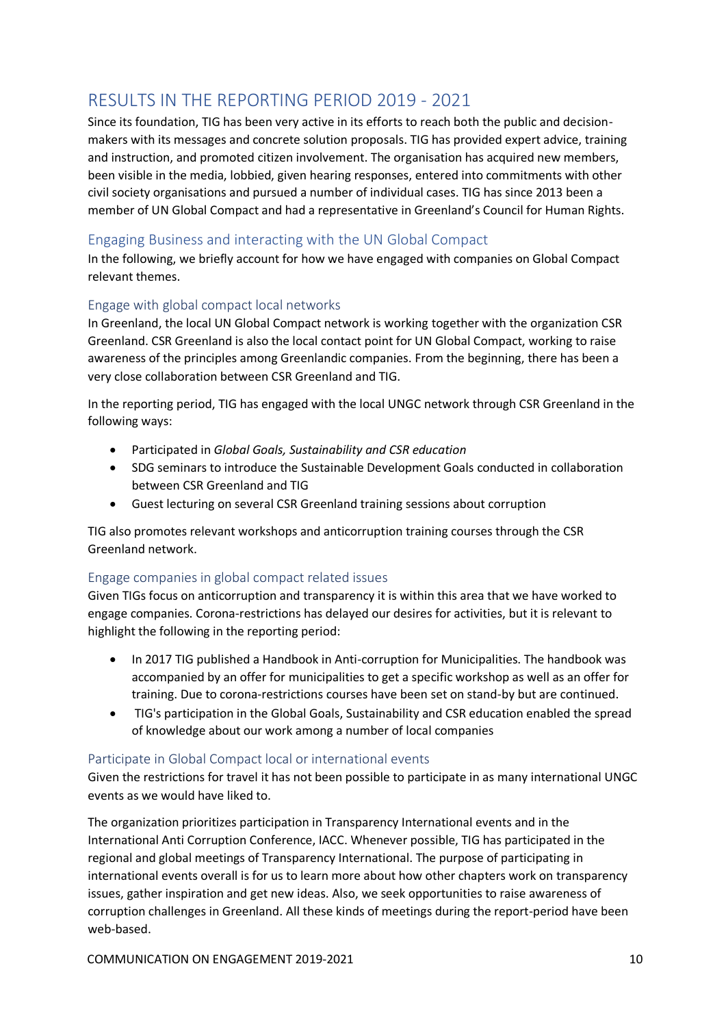# RESULTS IN THE REPORTING PERIOD 2019 - 2021

Since its foundation, TIG has been very active in its efforts to reach both the public and decision-makers with its messages and concrete solution proposals. TIG has provided expert advice, training and instruction, and promoted citizen involvement. The organisation has acquired new members, been visible in the media, lobbied, given hearing responses, entered into commitments with other civil society organisations and pursued a number of individual cases. TIG has since 2013 been a member of UN Global Compact and had a representative in Greenland's Council for Human Rights.

## Engaging Business and interacting with the UN Global Compact

In the following, we briefly account for how we have engaged with companies on Global Compact relevant themes.

### Engage with global compact local networks

In Greenland, the local UN Global Compact network is working together with the organization CSR Greenland. CSR Greenland is also the local contact point for UN Global Compact, working to raise awareness of the principles among Greenlandic companies. From the beginning, there has been a very close collaboration between CSR Greenland and TIG.

In the reporting period, TIG has engaged with the local UNGC network through CSR Greenland in the following ways:

- Participated in *Global Goals, Sustainability and CSR education*
- SDG seminars to introduce the Sustainable Development Goals conducted in collaboration between CSR Greenland and TIG
- Guest lecturing on several CSR Greenland training sessions about corruption

TIG also promotes relevant workshops and anticorruption training courses through the CSR Greenland network.

### Engage companies in global compact related issues

Given TIGs focus on anticorruption and transparency it is within this area that we have worked to engage companies. Corona-restrictions has delayed our desires for activities, but it is relevant to highlight the following in the reporting period:

- In 2017 TIG published a Handbook in Anti-corruption for Municipalities. The handbook was accompanied by an offer for municipalities to get a specific workshop as well as an offer for training. Due to corona-restrictions courses have been set on stand-by but are continued.
- TIG's participation in the Global Goals, Sustainability and CSR education enabled the spread of knowledge about our work among a number of local companies

### Participate in Global Compact local or international events

Given the restrictions for travel it has not been possible to participate in as many international UNGC events as we would have liked to.

The organization prioritizes participation in Transparency International events and in the International Anti Corruption Conference, IACC. Whenever possible, TIG has participated in the regional and global meetings of Transparency International. The purpose of participating in international events overall is for us to learn more about how other chapters work on transparency issues, gather inspiration and get new ideas. Also, we seek opportunities to raise awareness of corruption challenges in Greenland. All these kinds of meetings during the report-period have been web-based.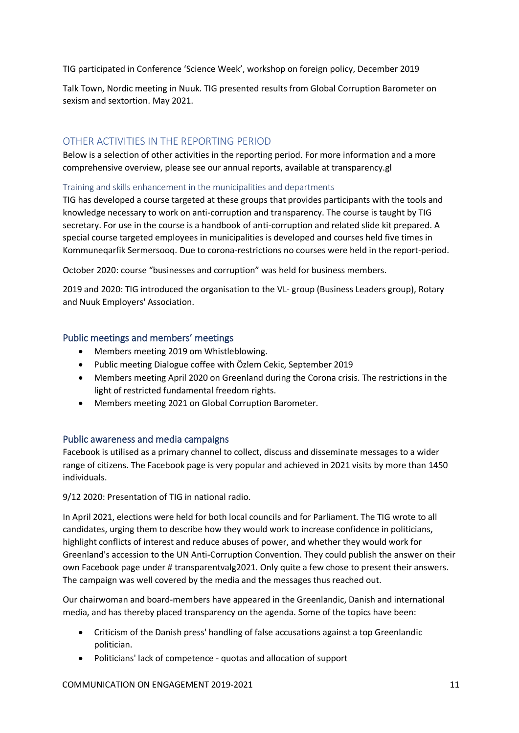TIG participated in Conference 'Science Week', workshop on foreign policy, December 2019

Talk Town, Nordic meeting in Nuuk. TIG presented results from Global Corruption Barometer on sexism and sextortion. May 2021.

## OTHER ACTIVITIES IN THE REPORTING PERIOD

Below is a selection of other activities in the reporting period. For more information and a more comprehensive overview, please see our annual reports, available at transparency.gl

#### Training and skills enhancement in the municipalities and departments

TIG has developed a course targeted at these groups that provides participants with the tools and knowledge necessary to work on anti-corruption and transparency. The course is taught by TIG secretary. For use in the course is a handbook of anti-corruption and related slide kit prepared. A special course targeted employees in municipalities is developed and courses held five times in Kommuneqarfik Sermersooq. Due to corona-restrictions no courses were held in the report-period.

October 2020: course "businesses and corruption" was held for business members.

2019 and 2020: TIG introduced the organisation to the VL- group (Business Leaders group), Rotary and Nuuk Employers' Association.

### Public meetings and members' meetings

- Members meeting 2019 om Whistleblowing.
- Public meeting Dialogue coffee with Özlem Cekic, September 2019
- Members meeting April 2020 on Greenland during the Corona crisis. The restrictions in the light of restricted fundamental freedom rights.
- Members meeting 2021 on Global Corruption Barometer.

### Public awareness and media campaigns

Facebook is utilised as a primary channel to collect, discuss and disseminate messages to a wider range of citizens. The Facebook page is very popular and achieved in 2021 visits by more than 1450 individuals.

9/12 2020: Presentation of TIG in national radio.

In April 2021, elections were held for both local councils and for Parliament. The TIG wrote to all candidates, urging them to describe how they would work to increase confidence in politicians, highlight conflicts of interest and reduce abuses of power, and whether they would work for Greenland's accession to the UN Anti-Corruption Convention. They could publish the answer on their own Facebook page under # transparentvalg2021. Only quite a few chose to present their answers. The campaign was well covered by the media and the messages thus reached out.

Our chairwoman and board-members have appeared in the Greenlandic, Danish and international media, and has thereby placed transparency on the agenda. Some of the topics have been:

- Criticism of the Danish press' handling of false accusations against a top Greenlandic politician.
- Politicians' lack of competence - quotas and allocation of support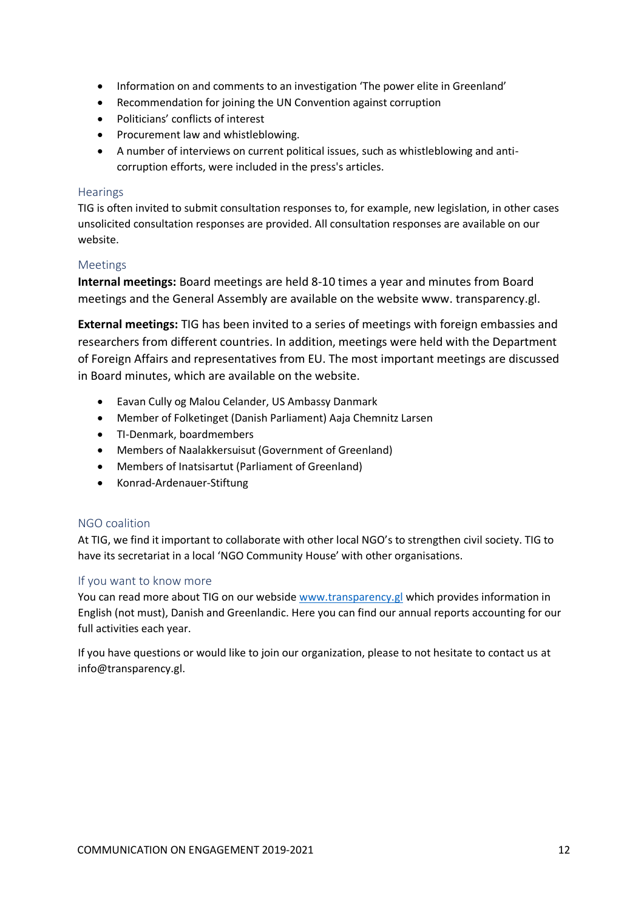- Information on and comments to an investigation 'The power elite in Greenland'
- Recommendation for joining the UN Convention against corruption
- Politicians' conflicts of interest
- Procurement law and whistleblowing.
- A number of interviews on current political issues, such as whistleblowing and anti-corruption efforts, were included in the press's articles.

## Hearings

TIG is often invited to submit consultation responses to, for example, new legislation, in other cases unsolicited consultation responses are provided. All consultation responses are available on our website.

## Meetings

**Internal meetings:** Board meetings are held 8-10 times a year and minutes from Board meetings and the General Assembly are available on the website www. transparency.gl.

**External meetings:** TIG has been invited to a series of meetings with foreign embassies and researchers from different countries. In addition, meetings were held with the Department of Foreign Affairs and representatives from EU. The most important meetings are discussed in Board minutes, which are available on the website.

- Eavan Cully og Malou Celander, US Ambassy Danmark
- Member of Folketinget (Danish Parliament) Aaja Chemnitz Larsen
- TI-Denmark, boardmembers
- Members of Naalakkersuisut (Government of Greenland)
- Members of Inatsisartut (Parliament of Greenland)
- Konrad-Ardenauer-Stiftung

## NGO coalition

At TIG, we find it important to collaborate with other local NGO's to strengthen civil society. TIG to have its secretariat in a local 'NGO Community House' with other organisations.

## If you want to know more

You can read more about TIG on our webside [www.transparency.gl](http://www.transparency.gl) which provides information in English (not must), Danish and Greenlandic. Here you can find our annual reports accounting for our full activities each year.

If you have questions or would like to join our organization, please to not hesitate to contact us at info@transparency.gl.